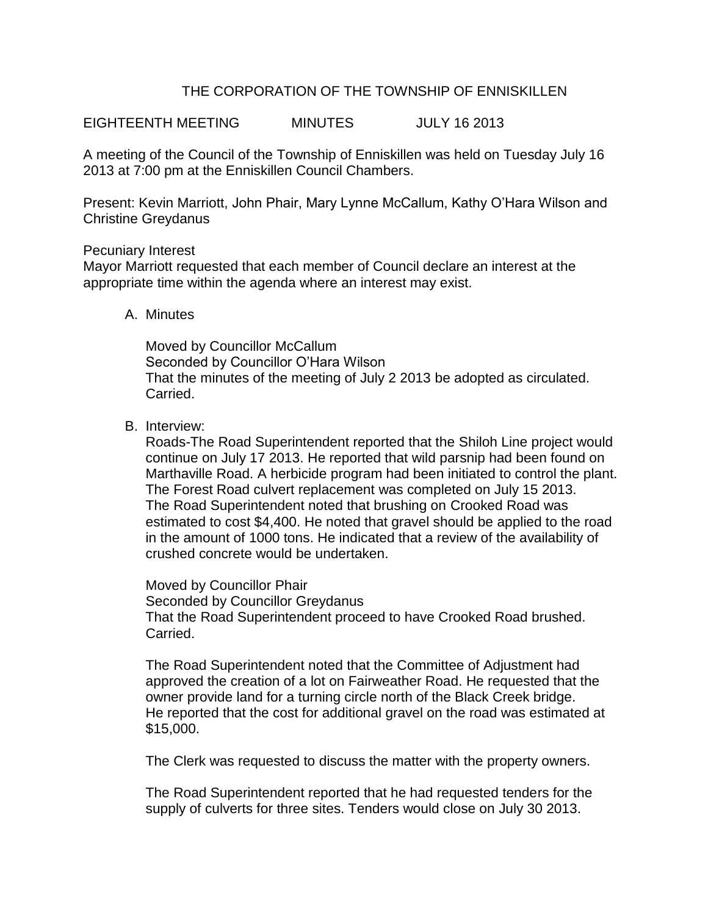# THE CORPORATION OF THE TOWNSHIP OF ENNISKILLEN

EIGHTEENTH MEETING MINUTES JULY 16 2013

A meeting of the Council of the Township of Enniskillen was held on Tuesday July 16 2013 at 7:00 pm at the Enniskillen Council Chambers.

Present: Kevin Marriott, John Phair, Mary Lynne McCallum, Kathy O'Hara Wilson and Christine Greydanus

Pecuniary Interest
Mayor Marriott requested that each member of Council declare an interest at the appropriate time within the agenda where an interest may exist.

A. Minutes

   Moved by Councillor McCallum
   Seconded by Councillor O'Hara Wilson
   That the minutes of the meeting of July 2 2013 be adopted as circulated.
   Carried.

B. Interview:
   Roads-The Road Superintendent reported that the Shiloh Line project would continue on July 17 2013. He reported that wild parsnip had been found on Marthaville Road. A herbicide program had been initiated to control the plant. The Forest Road culvert replacement was completed on July 15 2013. The Road Superintendent noted that brushing on Crooked Road was estimated to cost $4,400. He noted that gravel should be applied to the road in the amount of 1000 tons. He indicated that a review of the availability of crushed concrete would be undertaken.

   Moved by Councillor Phair
   Seconded by Councillor Greydanus
   That the Road Superintendent proceed to have Crooked Road brushed.
   Carried.

   The Road Superintendent noted that the Committee of Adjustment had approved the creation of a lot on Fairweather Road. He requested that the owner provide land for a turning circle north of the Black Creek bridge. He reported that the cost for additional gravel on the road was estimated at $15,000.

   The Clerk was requested to discuss the matter with the property owners.

   The Road Superintendent reported that he had requested tenders for the supply of culverts for three sites. Tenders would close on July 30 2013.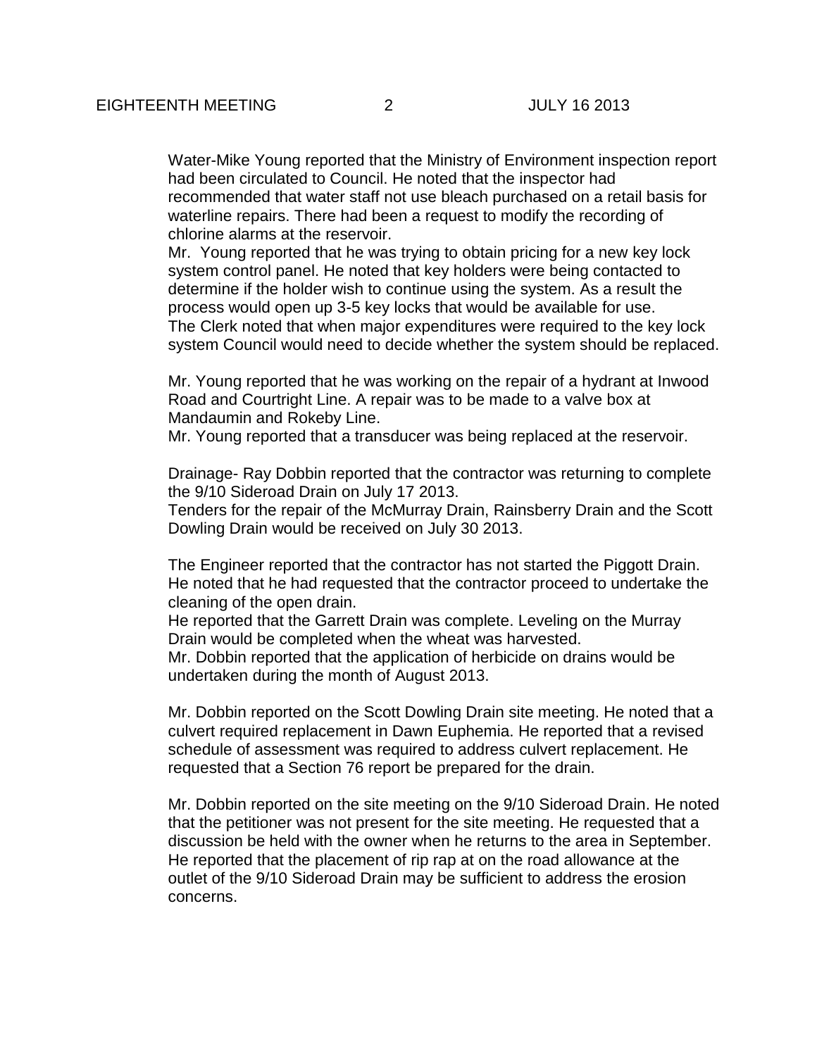Water-Mike Young reported that the Ministry of Environment inspection report had been circulated to Council. He noted that the inspector had recommended that water staff not use bleach purchased on a retail basis for waterline repairs. There had been a request to modify the recording of chlorine alarms at the reservoir.
Mr. Young reported that he was trying to obtain pricing for a new key lock system control panel. He noted that key holders were being contacted to determine if the holder wish to continue using the system. As a result the process would open up 3-5 key locks that would be available for use.
The Clerk noted that when major expenditures were required to the key lock system Council would need to decide whether the system should be replaced.

Mr. Young reported that he was working on the repair of a hydrant at Inwood Road and Courtright Line. A repair was to be made to a valve box at Mandaumin and Rokeby Line.
Mr. Young reported that a transducer was being replaced at the reservoir.

Drainage- Ray Dobbin reported that the contractor was returning to complete the 9/10 Sideroad Drain on July 17 2013.
Tenders for the repair of the McMurray Drain, Rainsberry Drain and the Scott Dowling Drain would be received on July 30 2013.

The Engineer reported that the contractor has not started the Piggott Drain. He noted that he had requested that the contractor proceed to undertake the cleaning of the open drain.
He reported that the Garrett Drain was complete. Leveling on the Murray Drain would be completed when the wheat was harvested.
Mr. Dobbin reported that the application of herbicide on drains would be undertaken during the month of August 2013.

Mr. Dobbin reported on the Scott Dowling Drain site meeting. He noted that a culvert required replacement in Dawn Euphemia. He reported that a revised schedule of assessment was required to address culvert replacement. He requested that a Section 76 report be prepared for the drain.

Mr. Dobbin reported on the site meeting on the 9/10 Sideroad Drain. He noted that the petitioner was not present for the site meeting. He requested that a discussion be held with the owner when he returns to the area in September. He reported that the placement of rip rap at on the road allowance at the outlet of the 9/10 Sideroad Drain may be sufficient to address the erosion concerns.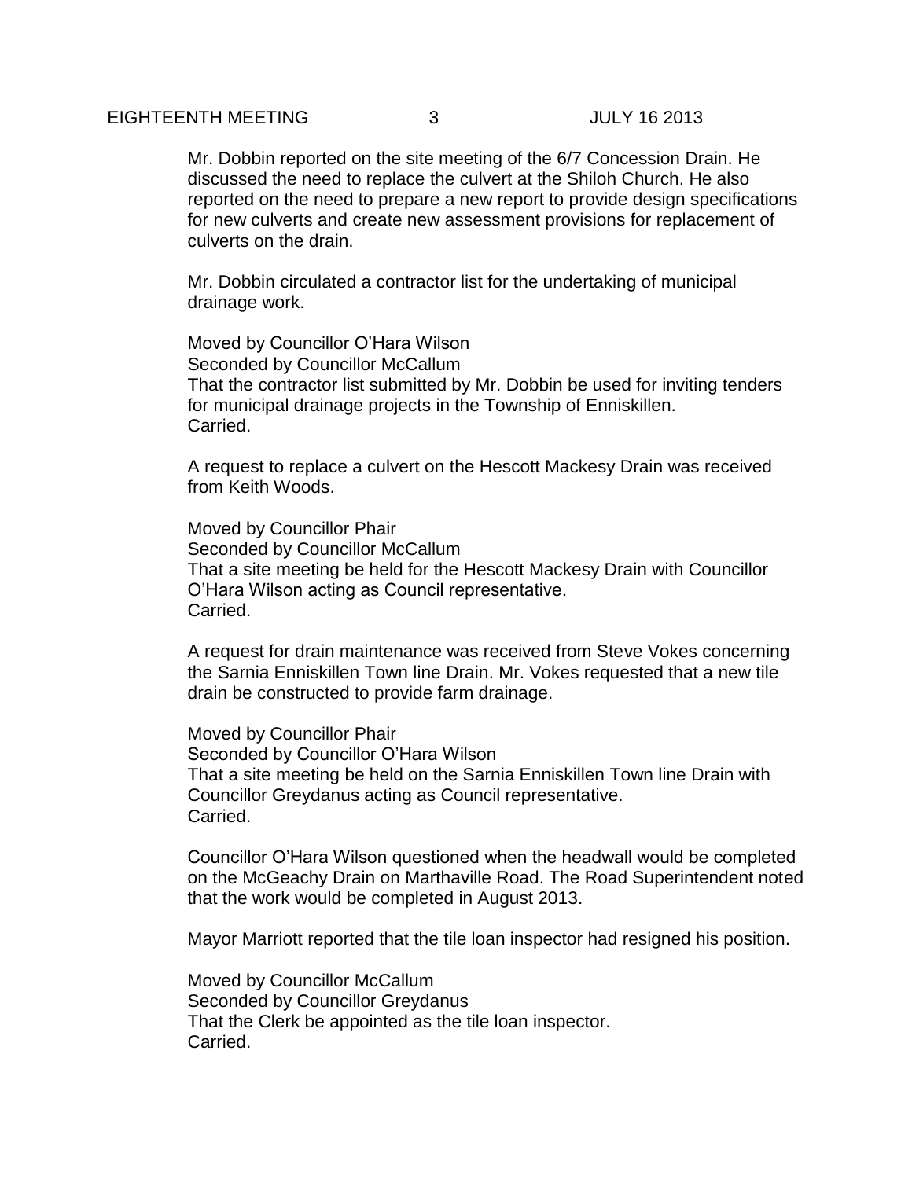Mr. Dobbin reported on the site meeting of the 6/7 Concession Drain. He discussed the need to replace the culvert at the Shiloh Church. He also reported on the need to prepare a new report to provide design specifications for new culverts and create new assessment provisions for replacement of culverts on the drain.

Mr. Dobbin circulated a contractor list for the undertaking of municipal drainage work.

Moved by Councillor O'Hara Wilson
Seconded by Councillor McCallum
That the contractor list submitted by Mr. Dobbin be used for inviting tenders for municipal drainage projects in the Township of Enniskillen.
Carried.

A request to replace a culvert on the Hescott Mackesy Drain was received from Keith Woods.

Moved by Councillor Phair
Seconded by Councillor McCallum
That a site meeting be held for the Hescott Mackesy Drain with Councillor O'Hara Wilson acting as Council representative.
Carried.

A request for drain maintenance was received from Steve Vokes concerning the Sarnia Enniskillen Town line Drain. Mr. Vokes requested that a new tile drain be constructed to provide farm drainage.

Moved by Councillor Phair
Seconded by Councillor O'Hara Wilson
That a site meeting be held on the Sarnia Enniskillen Town line Drain with Councillor Greydanus acting as Council representative.
Carried.

Councillor O'Hara Wilson questioned when the headwall would be completed on the McGeachy Drain on Marthaville Road. The Road Superintendent noted that the work would be completed in August 2013.

Mayor Marriott reported that the tile loan inspector had resigned his position.

Moved by Councillor McCallum
Seconded by Councillor Greydanus
That the Clerk be appointed as the tile loan inspector.
Carried.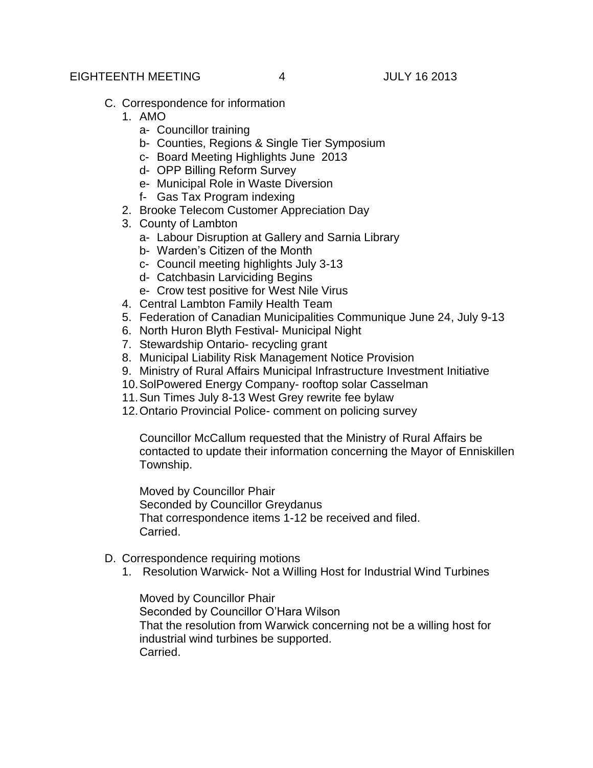C. Correspondence for information
   1. AMO
      a- Councillor training
      b- Counties, Regions & Single Tier Symposium
      c- Board Meeting Highlights June 2013
      d- OPP Billing Reform Survey
      e- Municipal Role in Waste Diversion
      f- Gas Tax Program indexing
   2. Brooke Telecom Customer Appreciation Day
   3. County of Lambton
      a- Labour Disruption at Gallery and Sarnia Library
      b- Warden's Citizen of the Month
      c- Council meeting highlights July 3-13
      d- Catchbasin Larviciding Begins
      e- Crow test positive for West Nile Virus
   4. Central Lambton Family Health Team
   5. Federation of Canadian Municipalities Communique June 24, July 9-13
   6. North Huron Blyth Festival- Municipal Night
   7. Stewardship Ontario- recycling grant
   8. Municipal Liability Risk Management Notice Provision
   9. Ministry of Rural Affairs Municipal Infrastructure Investment Initiative
   10. SolPowered Energy Company- rooftop solar Casselman
   11. Sun Times July 8-13 West Grey rewrite fee bylaw
   12. Ontario Provincial Police- comment on policing survey

   Councillor McCallum requested that the Ministry of Rural Affairs be contacted to update their information concerning the Mayor of Enniskillen Township.

   Moved by Councillor Phair
   Seconded by Councillor Greydanus
   That correspondence items 1-12 be received and filed.
   Carried.

D. Correspondence requiring motions
   1. Resolution Warwick- Not a Willing Host for Industrial Wind Turbines

   Moved by Councillor Phair
   Seconded by Councillor O'Hara Wilson
   That the resolution from Warwick concerning not be a willing host for industrial wind turbines be supported.
   Carried.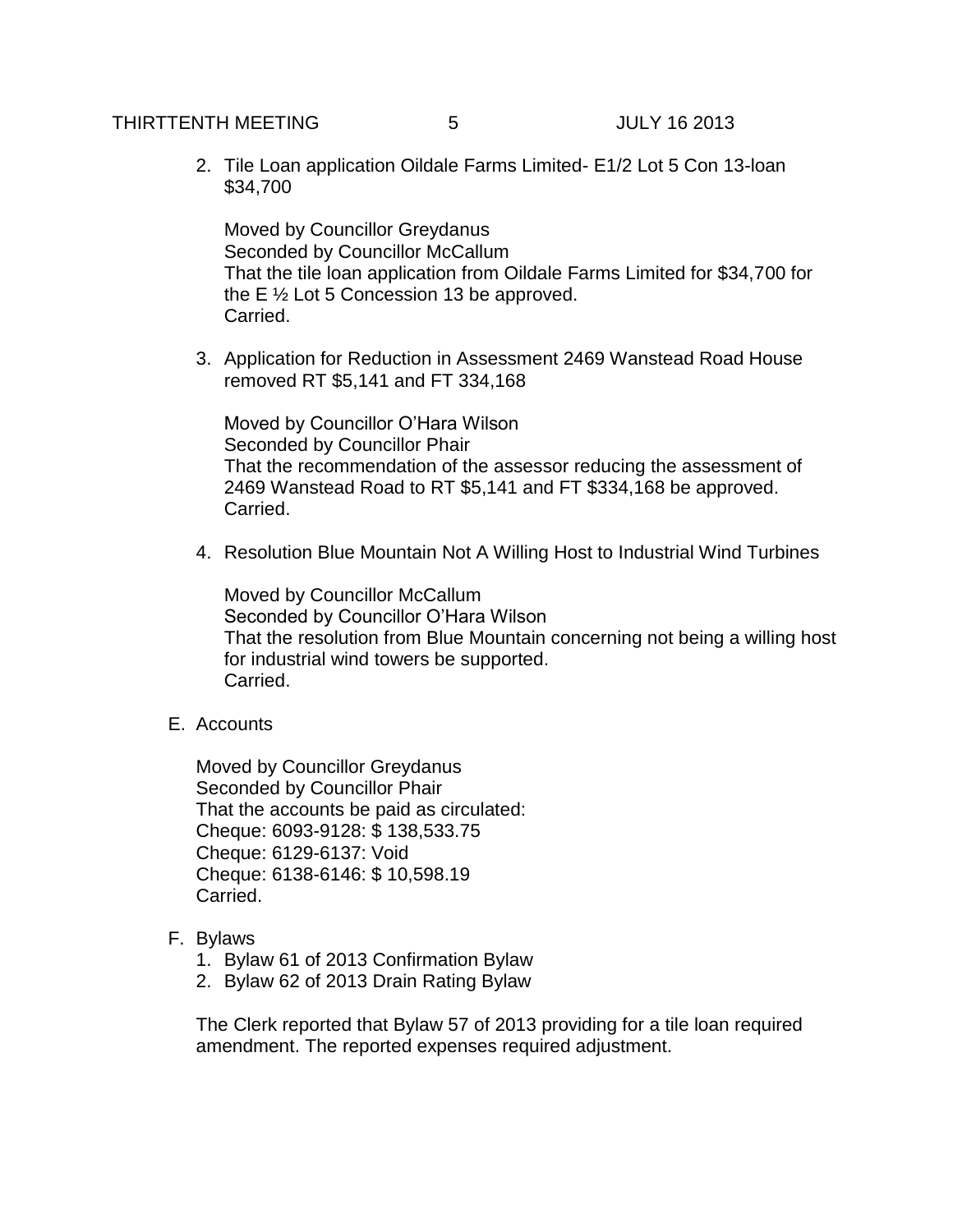2. Tile Loan application Oildale Farms Limited- E1/2 Lot 5 Con 13-loan $34,700

   Moved by Councillor Greydanus
   Seconded by Councillor McCallum
   That the tile loan application from Oildale Farms Limited for $34,700 for the E ½ Lot 5 Concession 13 be approved.
   Carried.

3. Application for Reduction in Assessment 2469 Wanstead Road House removed RT $5,141 and FT 334,168

   Moved by Councillor O'Hara Wilson
   Seconded by Councillor Phair
   That the recommendation of the assessor reducing the assessment of 2469 Wanstead Road to RT $5,141 and FT $334,168 be approved.
   Carried.

4. Resolution Blue Mountain Not A Willing Host to Industrial Wind Turbines

   Moved by Councillor McCallum
   Seconded by Councillor O'Hara Wilson
   That the resolution from Blue Mountain concerning not being a willing host for industrial wind towers be supported.
   Carried.

E. Accounts

   Moved by Councillor Greydanus
   Seconded by Councillor Phair
   That the accounts be paid as circulated:
   Cheque: 6093-9128: $ 138,533.75
   Cheque: 6129-6137: Void
   Cheque: 6138-6146: $ 10,598.19
   Carried.

F. Bylaws
   1. Bylaw 61 of 2013 Confirmation Bylaw
   2. Bylaw 62 of 2013 Drain Rating Bylaw

   The Clerk reported that Bylaw 57 of 2013 providing for a tile loan required amendment. The reported expenses required adjustment.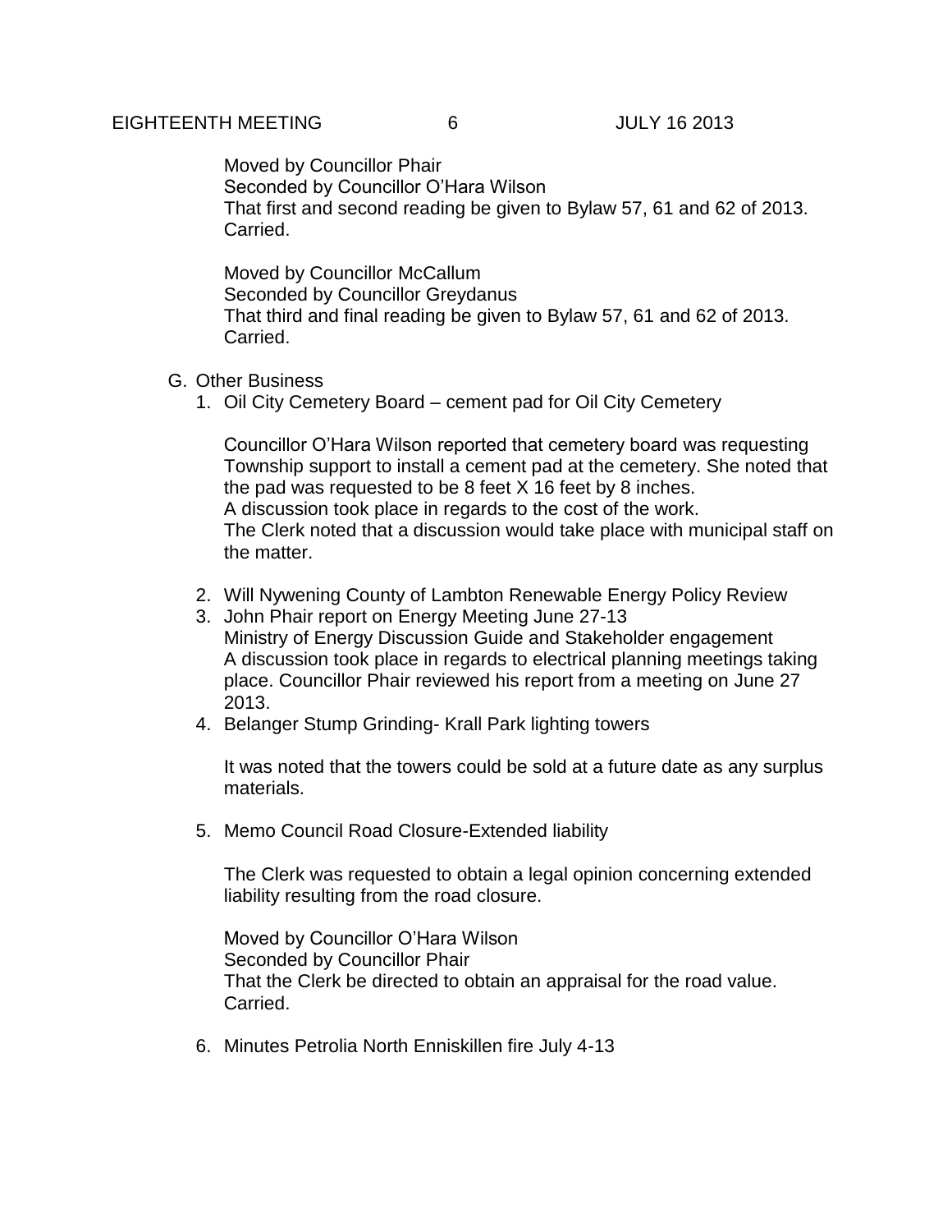Moved by Councillor Phair
Seconded by Councillor O'Hara Wilson
That first and second reading be given to Bylaw 57, 61 and 62 of 2013.
Carried.

Moved by Councillor McCallum
Seconded by Councillor Greydanus
That third and final reading be given to Bylaw 57, 61 and 62 of 2013.
Carried.

G. Other Business

1. Oil City Cemetery Board – cement pad for Oil City Cemetery

   Councillor O'Hara Wilson reported that cemetery board was requesting Township support to install a cement pad at the cemetery. She noted that the pad was requested to be 8 feet X 16 feet by 8 inches.
   A discussion took place in regards to the cost of the work.
   The Clerk noted that a discussion would take place with municipal staff on the matter.

2. Will Nywening County of Lambton Renewable Energy Policy Review
3. John Phair report on Energy Meeting June 27-13
   Ministry of Energy Discussion Guide and Stakeholder engagement
   A discussion took place in regards to electrical planning meetings taking place. Councillor Phair reviewed his report from a meeting on June 27 2013.
4. Belanger Stump Grinding- Krall Park lighting towers

   It was noted that the towers could be sold at a future date as any surplus materials.

5. Memo Council Road Closure-Extended liability

   The Clerk was requested to obtain a legal opinion concerning extended liability resulting from the road closure.

   Moved by Councillor O'Hara Wilson
   Seconded by Councillor Phair
   That the Clerk be directed to obtain an appraisal for the road value.
   Carried.

6. Minutes Petrolia North Enniskillen fire July 4-13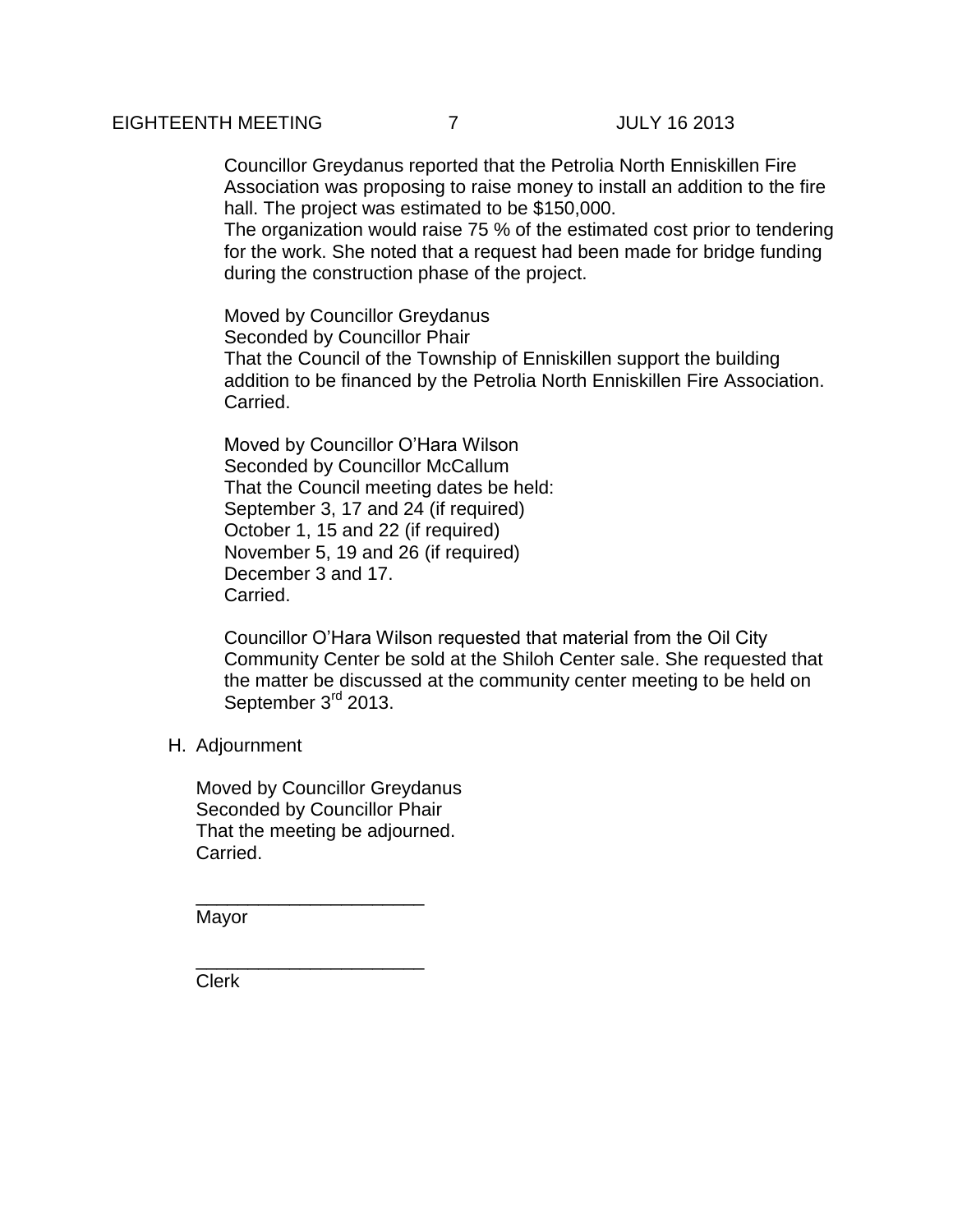Councillor Greydanus reported that the Petrolia North Enniskillen Fire Association was proposing to raise money to install an addition to the fire hall. The project was estimated to be $150,000.
The organization would raise 75 % of the estimated cost prior to tendering for the work. She noted that a request had been made for bridge funding during the construction phase of the project.

Moved by Councillor Greydanus
Seconded by Councillor Phair
That the Council of the Township of Enniskillen support the building addition to be financed by the Petrolia North Enniskillen Fire Association.
Carried.

Moved by Councillor O'Hara Wilson
Seconded by Councillor McCallum
That the Council meeting dates be held:
September 3, 17 and 24 (if required)
October 1, 15 and 22 (if required)
November 5, 19 and 26 (if required)
December 3 and 17.
Carried.

Councillor O'Hara Wilson requested that material from the Oil City Community Center be sold at the Shiloh Center sale. She requested that the matter be discussed at the community center meeting to be held on September 3rd 2013.

H. Adjournment

Moved by Councillor Greydanus
Seconded by Councillor Phair
That the meeting be adjourned.
Carried.

______________________
Mayor

______________________
Clerk